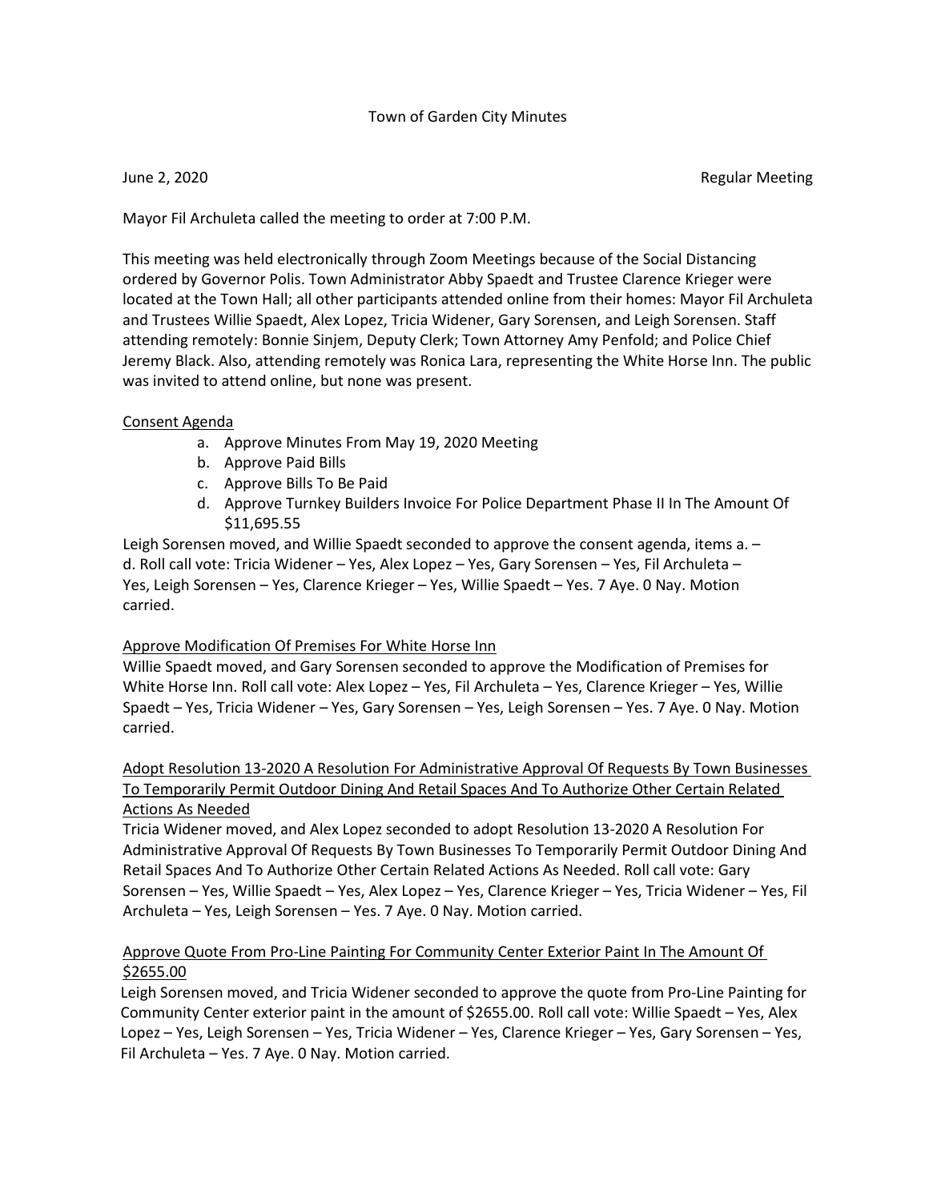Town of Garden City Minutes

June 2, 2020 Regular Meeting

Mayor Fil Archuleta called the meeting to order at 7:00 P.M.

This meeting was held electronically through Zoom Meetings because of the Social Distancing ordered by Governor Polis. Town Administrator Abby Spaedt and Trustee Clarence Krieger were located at the Town Hall; all other participants attended online from their homes: Mayor Fil Archuleta and Trustees Willie Spaedt, Alex Lopez, Tricia Widener, Gary Sorensen, and Leigh Sorensen. Staff attending remotely: Bonnie Sinjem, Deputy Clerk; Town Attorney Amy Penfold; and Police Chief Jeremy Black. Also, attending remotely was Ronica Lara, representing the White Horse Inn. The public was invited to attend online, but none was present.

Consent Agenda

a. Approve Minutes From May 19, 2020 Meeting
b. Approve Paid Bills
c. Approve Bills To Be Paid
d. Approve Turnkey Builders Invoice For Police Department Phase II In The Amount Of $11,695.55

Leigh Sorensen moved, and Willie Spaedt seconded to approve the consent agenda, items a. – d. Roll call vote: Tricia Widener – Yes, Alex Lopez – Yes, Gary Sorensen – Yes, Fil Archuleta – Yes, Leigh Sorensen – Yes, Clarence Krieger – Yes, Willie Spaedt – Yes. 7 Aye. 0 Nay. Motion carried.

Approve Modification Of Premises For White Horse Inn

Willie Spaedt moved, and Gary Sorensen seconded to approve the Modification of Premises for White Horse Inn. Roll call vote: Alex Lopez – Yes, Fil Archuleta – Yes, Clarence Krieger – Yes, Willie Spaedt – Yes, Tricia Widener – Yes, Gary Sorensen – Yes, Leigh Sorensen – Yes. 7 Aye. 0 Nay. Motion carried.

Adopt Resolution 13-2020 A Resolution For Administrative Approval Of Requests By Town Businesses To Temporarily Permit Outdoor Dining And Retail Spaces And To Authorize Other Certain Related Actions As Needed

Tricia Widener moved, and Alex Lopez seconded to adopt Resolution 13-2020 A Resolution For Administrative Approval Of Requests By Town Businesses To Temporarily Permit Outdoor Dining And Retail Spaces And To Authorize Other Certain Related Actions As Needed. Roll call vote: Gary Sorensen – Yes, Willie Spaedt – Yes, Alex Lopez – Yes, Clarence Krieger – Yes, Tricia Widener – Yes, Fil Archuleta – Yes, Leigh Sorensen – Yes. 7 Aye. 0 Nay. Motion carried.

Approve Quote From Pro-Line Painting For Community Center Exterior Paint In The Amount Of $2655.00

Leigh Sorensen moved, and Tricia Widener seconded to approve the quote from Pro-Line Painting for Community Center exterior paint in the amount of $2655.00. Roll call vote: Willie Spaedt – Yes, Alex Lopez – Yes, Leigh Sorensen – Yes, Tricia Widener – Yes, Clarence Krieger – Yes, Gary Sorensen – Yes, Fil Archuleta – Yes. 7 Aye. 0 Nay. Motion carried.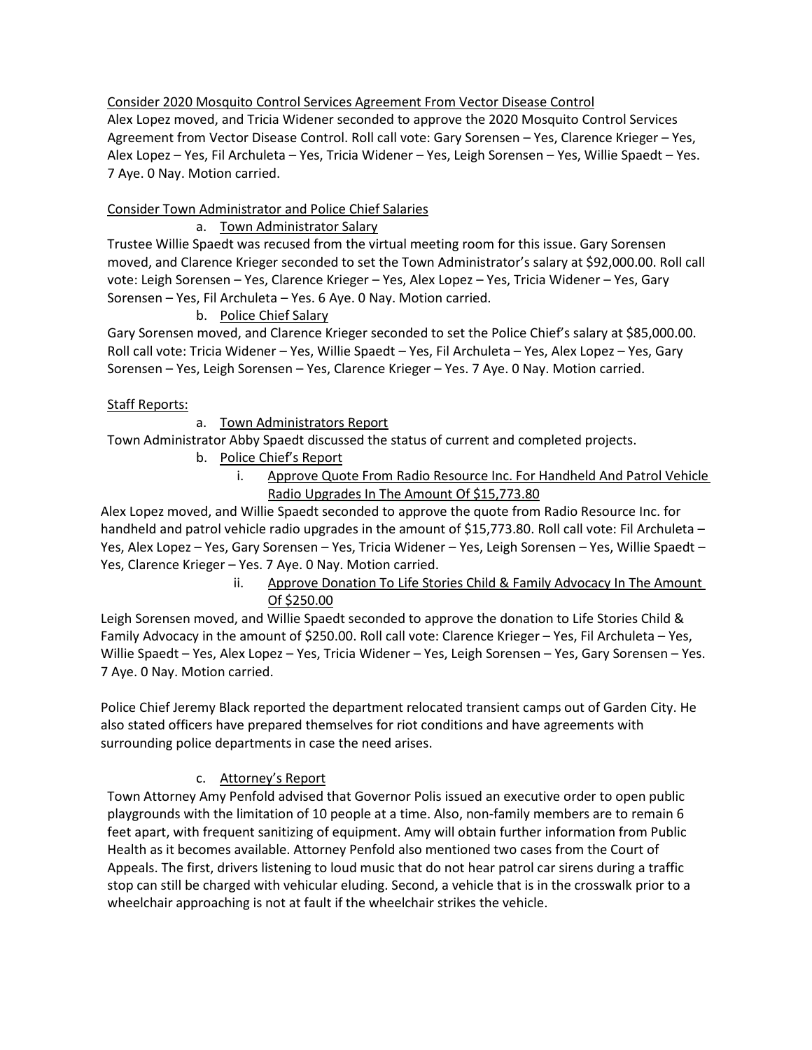Consider 2020 Mosquito Control Services Agreement From Vector Disease Control

Alex Lopez moved, and Tricia Widener seconded to approve the 2020 Mosquito Control Services Agreement from Vector Disease Control. Roll call vote: Gary Sorensen – Yes, Clarence Krieger – Yes, Alex Lopez – Yes, Fil Archuleta – Yes, Tricia Widener – Yes, Leigh Sorensen – Yes, Willie Spaedt – Yes. 7 Aye. 0 Nay. Motion carried.

Consider Town Administrator and Police Chief Salaries

a. Town Administrator Salary

Trustee Willie Spaedt was recused from the virtual meeting room for this issue. Gary Sorensen moved, and Clarence Krieger seconded to set the Town Administrator's salary at $92,000.00. Roll call vote: Leigh Sorensen – Yes, Clarence Krieger – Yes, Alex Lopez – Yes, Tricia Widener – Yes, Gary Sorensen – Yes, Fil Archuleta – Yes. 6 Aye. 0 Nay. Motion carried.

b. Police Chief Salary

Gary Sorensen moved, and Clarence Krieger seconded to set the Police Chief's salary at $85,000.00. Roll call vote: Tricia Widener – Yes, Willie Spaedt – Yes, Fil Archuleta – Yes, Alex Lopez – Yes, Gary Sorensen – Yes, Leigh Sorensen – Yes, Clarence Krieger – Yes. 7 Aye. 0 Nay. Motion carried.

Staff Reports:

a. Town Administrators Report

Town Administrator Abby Spaedt discussed the status of current and completed projects.

b. Police Chief's Report

i. Approve Quote From Radio Resource Inc. For Handheld And Patrol Vehicle Radio Upgrades In The Amount Of $15,773.80

Alex Lopez moved, and Willie Spaedt seconded to approve the quote from Radio Resource Inc. for handheld and patrol vehicle radio upgrades in the amount of $15,773.80. Roll call vote: Fil Archuleta – Yes, Alex Lopez – Yes, Gary Sorensen – Yes, Tricia Widener – Yes, Leigh Sorensen – Yes, Willie Spaedt – Yes, Clarence Krieger – Yes. 7 Aye. 0 Nay. Motion carried.

ii. Approve Donation To Life Stories Child & Family Advocacy In The Amount Of $250.00

Leigh Sorensen moved, and Willie Spaedt seconded to approve the donation to Life Stories Child & Family Advocacy in the amount of $250.00. Roll call vote: Clarence Krieger – Yes, Fil Archuleta – Yes, Willie Spaedt – Yes, Alex Lopez – Yes, Tricia Widener – Yes, Leigh Sorensen – Yes, Gary Sorensen – Yes. 7 Aye. 0 Nay. Motion carried.

Police Chief Jeremy Black reported the department relocated transient camps out of Garden City. He also stated officers have prepared themselves for riot conditions and have agreements with surrounding police departments in case the need arises.

c. Attorney's Report

Town Attorney Amy Penfold advised that Governor Polis issued an executive order to open public playgrounds with the limitation of 10 people at a time. Also, non-family members are to remain 6 feet apart, with frequent sanitizing of equipment. Amy will obtain further information from Public Health as it becomes available. Attorney Penfold also mentioned two cases from the Court of Appeals. The first, drivers listening to loud music that do not hear patrol car sirens during a traffic stop can still be charged with vehicular eluding. Second, a vehicle that is in the crosswalk prior to a wheelchair approaching is not at fault if the wheelchair strikes the vehicle.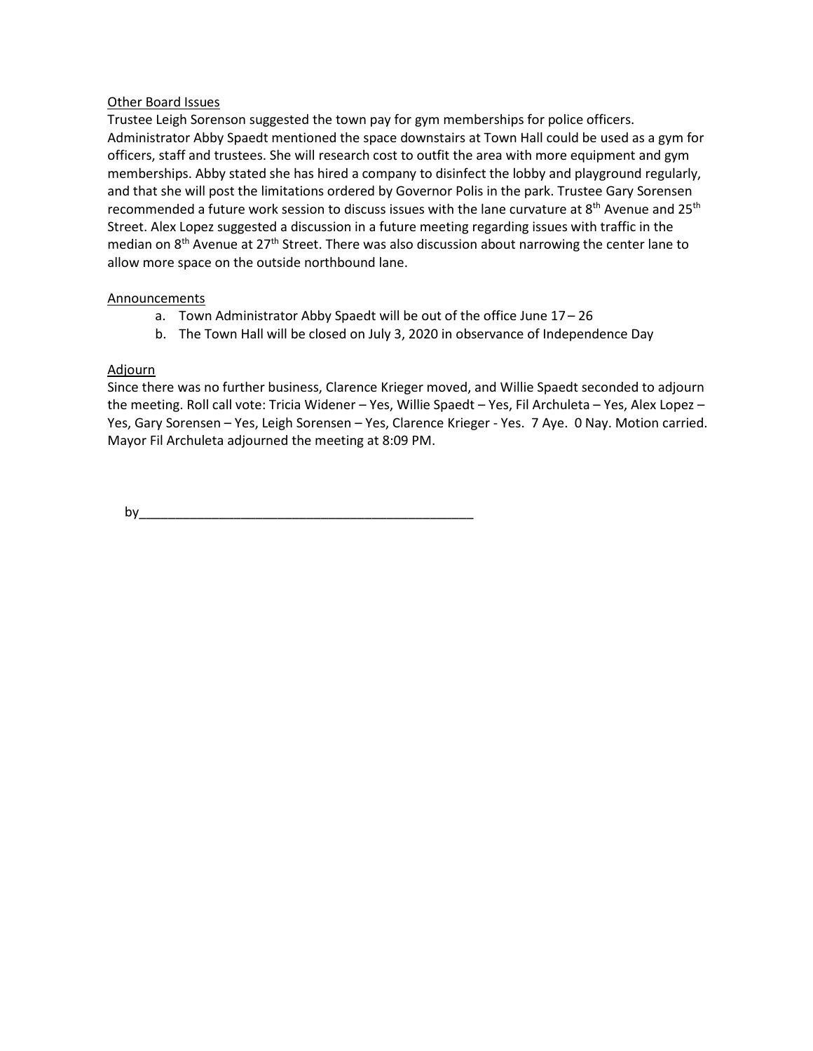Other Board Issues

Trustee Leigh Sorenson suggested the town pay for gym memberships for police officers. Administrator Abby Spaedt mentioned the space downstairs at Town Hall could be used as a gym for officers, staff and trustees. She will research cost to outfit the area with more equipment and gym memberships. Abby stated she has hired a company to disinfect the lobby and playground regularly, and that she will post the limitations ordered by Governor Polis in the park. Trustee Gary Sorensen recommended a future work session to discuss issues with the lane curvature at 8th Avenue and 25th Street. Alex Lopez suggested a discussion in a future meeting regarding issues with traffic in the median on 8th Avenue at 27th Street. There was also discussion about narrowing the center lane to allow more space on the outside northbound lane.

Announcements

a. Town Administrator Abby Spaedt will be out of the office June 17 – 26
b. The Town Hall will be closed on July 3, 2020 in observance of Independence Day

Adjourn

Since there was no further business, Clarence Krieger moved, and Willie Spaedt seconded to adjourn the meeting. Roll call vote: Tricia Widener – Yes, Willie Spaedt – Yes, Fil Archuleta – Yes, Alex Lopez – Yes, Gary Sorensen – Yes, Leigh Sorensen – Yes, Clarence Krieger - Yes. 7 Aye. 0 Nay. Motion carried. Mayor Fil Archuleta adjourned the meeting at 8:09 PM.

by_______________________________________________